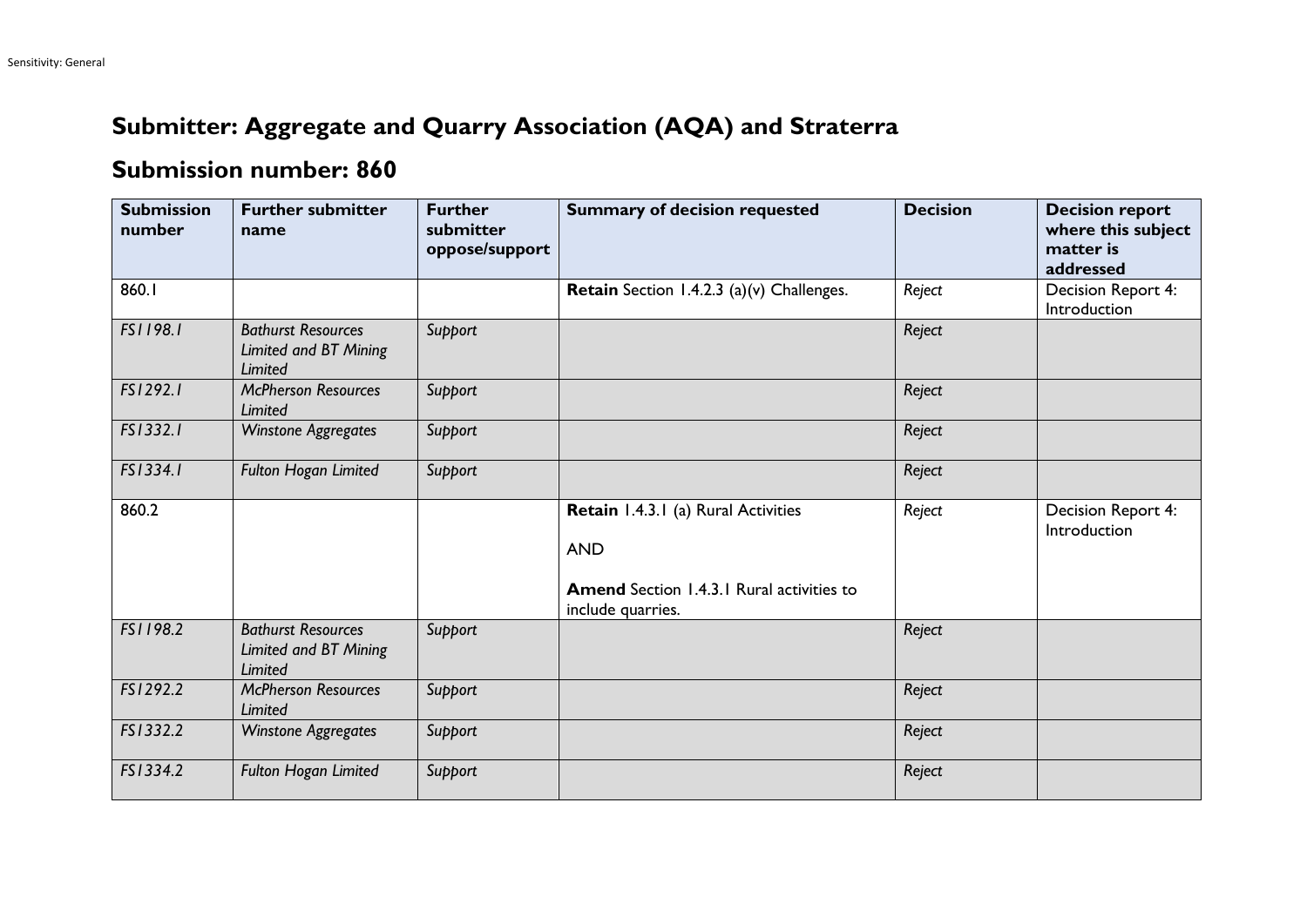# Submitter: Aggregate and Quarry Association (AQA) and Straterra

## Submission number: 860

| Submission number | Further submitter name | Further submitter oppose/support | Summary of decision requested | Decision | Decision report where this subject matter is addressed |
|---|---|---|---|---|---|
| 860.1 | | | **Retain** Section 1.4.2.3 (a)(v) Challenges. | *Reject* | Decision Report 4: Introduction |
| *FS1198.1* | *Bathurst Resources Limited and BT Mining Limited* | *Support* | | *Reject* | |
| *FS1292.1* | *McPherson Resources Limited* | *Support* | | *Reject* | |
| *FS1332.1* | *Winstone Aggregates* | *Support* | | *Reject* | |
| *FS1334.1* | *Fulton Hogan Limited* | *Support* | | *Reject* | |
| 860.2 | | | **Retain** 1.4.3.1 (a) Rural Activities<br><br>AND<br><br>**Amend** Section 1.4.3.1 Rural activities to include quarries. | *Reject* | Decision Report 4: Introduction |
| *FS1198.2* | *Bathurst Resources Limited and BT Mining Limited* | *Support* | | *Reject* | |
| *FS1292.2* | *McPherson Resources Limited* | *Support* | | *Reject* | |
| *FS1332.2* | *Winstone Aggregates* | *Support* | | *Reject* | |
| *FS1334.2* | *Fulton Hogan Limited* | *Support* | | *Reject* | |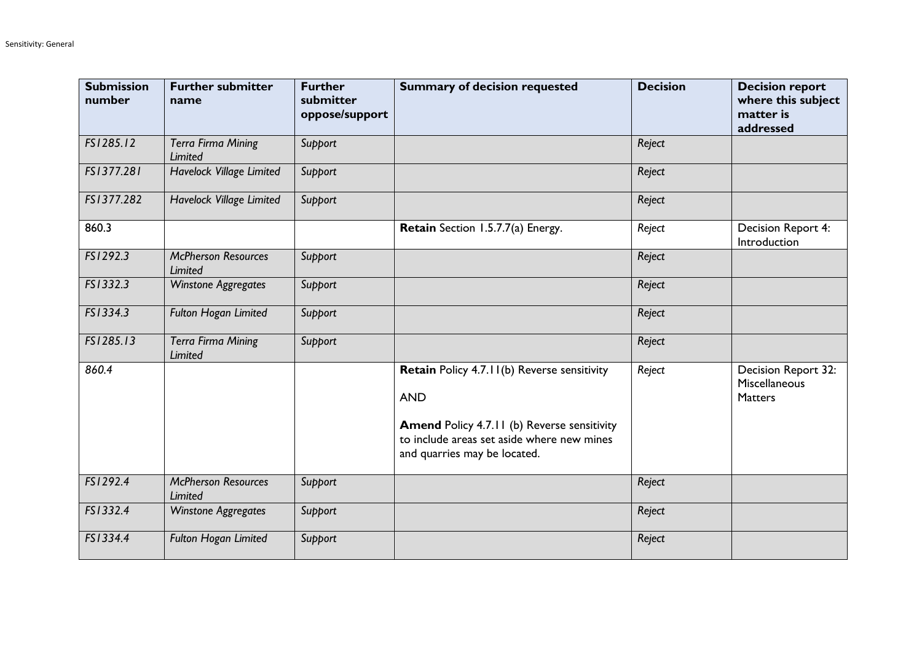| Submission number | Further submitter name | Further submitter oppose/support | Summary of decision requested | Decision | Decision report where this subject matter is addressed |
|---|---|---|---|---|---|
| *FS1285.12* | *Terra Firma Mining Limited* | *Support* | | *Reject* | |
| *FS1377.281* | *Havelock Village Limited* | *Support* | | *Reject* | |
| *FS1377.282* | *Havelock Village Limited* | *Support* | | *Reject* | |
| 860.3 | | | **Retain** Section 1.5.7.7(a) Energy. | *Reject* | Decision Report 4: Introduction |
| *FS1292.3* | *McPherson Resources Limited* | *Support* | | *Reject* | |
| *FS1332.3* | *Winstone Aggregates* | *Support* | | *Reject* | |
| *FS1334.3* | *Fulton Hogan Limited* | *Support* | | *Reject* | |
| *FS1285.13* | *Terra Firma Mining Limited* | *Support* | | *Reject* | |
| *860.4* | | | **Retain** Policy 4.7.11(b) Reverse sensitivity<br><br>AND<br><br>**Amend** Policy 4.7.11 (b) Reverse sensitivity to include areas set aside where new mines and quarries may be located. | *Reject* | Decision Report 32: Miscellaneous Matters |
| *FS1292.4* | *McPherson Resources Limited* | *Support* | | *Reject* | |
| *FS1332.4* | *Winstone Aggregates* | *Support* | | *Reject* | |
| *FS1334.4* | *Fulton Hogan Limited* | *Support* | | *Reject* | |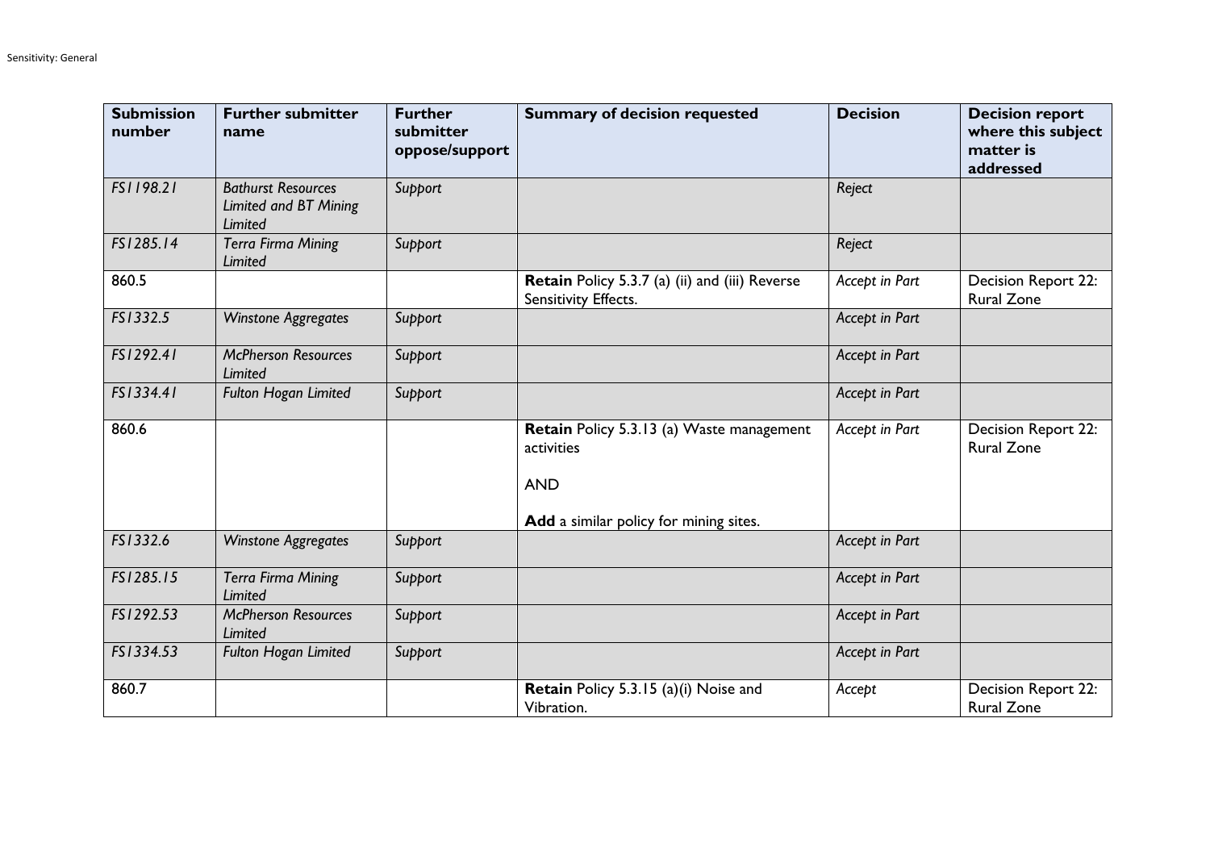| Submission number | Further submitter name | Further submitter oppose/support | Summary of decision requested | Decision | Decision report where this subject matter is addressed |
|---|---|---|---|---|---|
| *FS1198.21* | *Bathurst Resources Limited and BT Mining Limited* | *Support* | | *Reject* | |
| *FS1285.14* | *Terra Firma Mining Limited* | *Support* | | *Reject* | |
| 860.5 | | | **Retain** Policy 5.3.7 (a) (ii) and (iii) Reverse Sensitivity Effects. | *Accept in Part* | Decision Report 22: Rural Zone |
| *FS1332.5* | *Winstone Aggregates* | *Support* | | *Accept in Part* | |
| *FS1292.41* | *McPherson Resources Limited* | *Support* | | *Accept in Part* | |
| *FS1334.41* | *Fulton Hogan Limited* | *Support* | | *Accept in Part* | |
| 860.6 | | | **Retain** Policy 5.3.13 (a) Waste management activities<br><br>AND<br><br>**Add** a similar policy for mining sites. | *Accept in Part* | Decision Report 22: Rural Zone |
| *FS1332.6* | *Winstone Aggregates* | *Support* | | *Accept in Part* | |
| *FS1285.15* | *Terra Firma Mining Limited* | *Support* | | *Accept in Part* | |
| *FS1292.53* | *McPherson Resources Limited* | *Support* | | *Accept in Part* | |
| *FS1334.53* | *Fulton Hogan Limited* | *Support* | | *Accept in Part* | |
| 860.7 | | | **Retain** Policy 5.3.15 (a)(i) Noise and Vibration. | *Accept* | Decision Report 22: Rural Zone |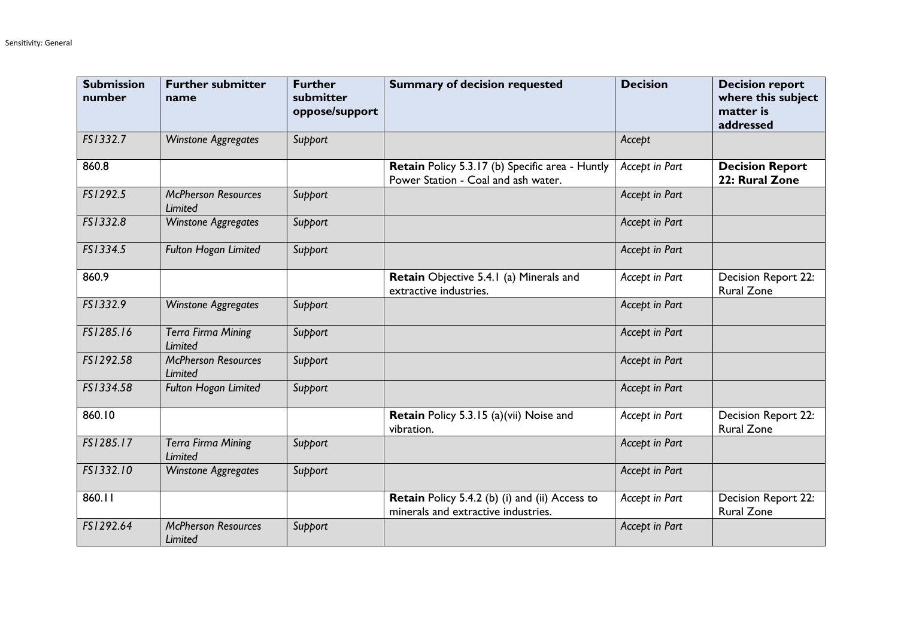| Submission number | Further submitter name | Further submitter oppose/support | Summary of decision requested | Decision | Decision report where this subject matter is addressed |
|---|---|---|---|---|---|
| *FS1332.7* | *Winstone Aggregates* | *Support* | | *Accept* | |
| 860.8 | | | **Retain** Policy 5.3.17 (b) Specific area - Huntly Power Station - Coal and ash water. | *Accept in Part* | **Decision Report 22: Rural Zone** |
| *FS1292.5* | *McPherson Resources Limited* | *Support* | | *Accept in Part* | |
| *FS1332.8* | *Winstone Aggregates* | *Support* | | *Accept in Part* | |
| *FS1334.5* | *Fulton Hogan Limited* | *Support* | | *Accept in Part* | |
| 860.9 | | | **Retain** Objective 5.4.1 (a) Minerals and extractive industries. | *Accept in Part* | Decision Report 22: Rural Zone |
| *FS1332.9* | *Winstone Aggregates* | *Support* | | *Accept in Part* | |
| *FS1285.16* | *Terra Firma Mining Limited* | *Support* | | *Accept in Part* | |
| *FS1292.58* | *McPherson Resources Limited* | *Support* | | *Accept in Part* | |
| *FS1334.58* | *Fulton Hogan Limited* | *Support* | | *Accept in Part* | |
| 860.10 | | | **Retain** Policy 5.3.15 (a)(vii) Noise and vibration. | *Accept in Part* | Decision Report 22: Rural Zone |
| *FS1285.17* | *Terra Firma Mining Limited* | *Support* | | *Accept in Part* | |
| *FS1332.10* | *Winstone Aggregates* | *Support* | | *Accept in Part* | |
| 860.11 | | | **Retain** Policy 5.4.2 (b) (i) and (ii) Access to minerals and extractive industries. | *Accept in Part* | Decision Report 22: Rural Zone |
| *FS1292.64* | *McPherson Resources Limited* | *Support* | | *Accept in Part* | |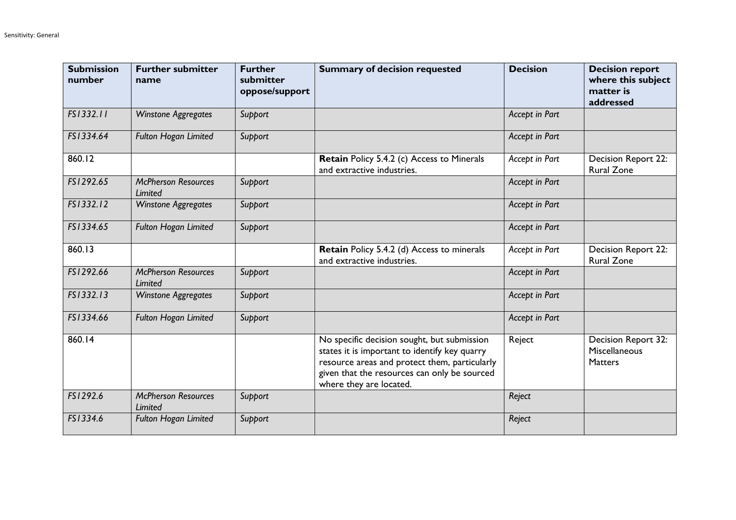| Submission number | Further submitter name | Further submitter oppose/support | Summary of decision requested | Decision | Decision report where this subject matter is addressed |
|---|---|---|---|---|---|
| *FS1332.11* | *Winstone Aggregates* | *Support* | | *Accept in Part* | |
| *FS1334.64* | *Fulton Hogan Limited* | *Support* | | *Accept in Part* | |
| 860.12 | | | **Retain** Policy 5.4.2 (c) Access to Minerals and extractive industries. | *Accept in Part* | Decision Report 22: Rural Zone |
| *FS1292.65* | *McPherson Resources Limited* | *Support* | | *Accept in Part* | |
| *FS1332.12* | *Winstone Aggregates* | *Support* | | *Accept in Part* | |
| *FS1334.65* | *Fulton Hogan Limited* | *Support* | | *Accept in Part* | |
| 860.13 | | | **Retain** Policy 5.4.2 (d) Access to minerals and extractive industries. | *Accept in Part* | Decision Report 22: Rural Zone |
| *FS1292.66* | *McPherson Resources Limited* | *Support* | | *Accept in Part* | |
| *FS1332.13* | *Winstone Aggregates* | *Support* | | *Accept in Part* | |
| *FS1334.66* | *Fulton Hogan Limited* | *Support* | | *Accept in Part* | |
| 860.14 | | | No specific decision sought, but submission states it is important to identify key quarry resource areas and protect them, particularly given that the resources can only be sourced where they are located. | Reject | Decision Report 32: Miscellaneous Matters |
| *FS1292.6* | *McPherson Resources Limited* | *Support* | | *Reject* | |
| *FS1334.6* | *Fulton Hogan Limited* | *Support* | | *Reject* | |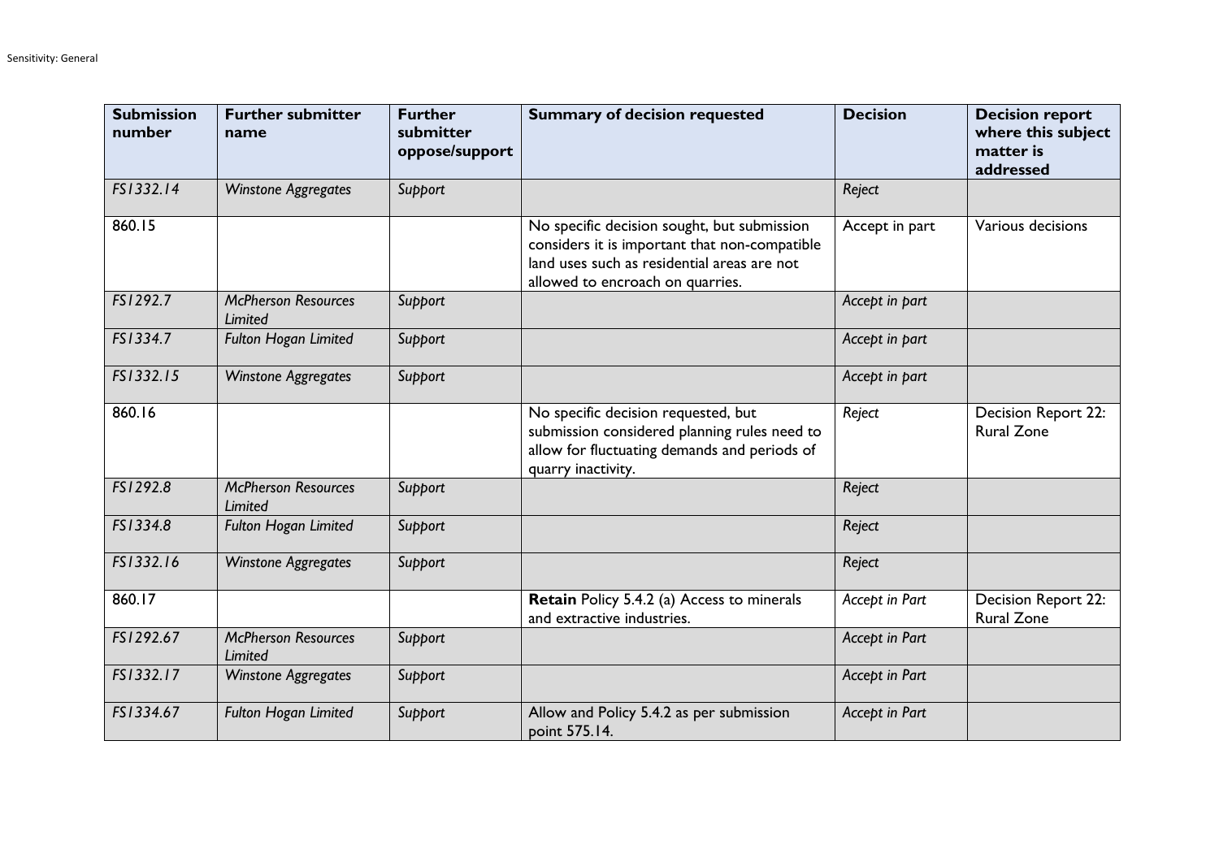| Submission number | Further submitter name | Further submitter oppose/support | Summary of decision requested | Decision | Decision report where this subject matter is addressed |
|---|---|---|---|---|---|
| *FS1332.14* | *Winstone Aggregates* | *Support* | | *Reject* | |
| 860.15 | | | No specific decision sought, but submission considers it is important that non-compatible land uses such as residential areas are not allowed to encroach on quarries. | Accept in part | Various decisions |
| *FS1292.7* | *McPherson Resources Limited* | *Support* | | *Accept in part* | |
| *FS1334.7* | *Fulton Hogan Limited* | *Support* | | *Accept in part* | |
| *FS1332.15* | *Winstone Aggregates* | *Support* | | *Accept in part* | |
| 860.16 | | | No specific decision requested, but submission considered planning rules need to allow for fluctuating demands and periods of quarry inactivity. | *Reject* | Decision Report 22: Rural Zone |
| *FS1292.8* | *McPherson Resources Limited* | *Support* | | *Reject* | |
| *FS1334.8* | *Fulton Hogan Limited* | *Support* | | *Reject* | |
| *FS1332.16* | *Winstone Aggregates* | *Support* | | *Reject* | |
| 860.17 | | | **Retain** Policy 5.4.2 (a) Access to minerals and extractive industries. | *Accept in Part* | Decision Report 22: Rural Zone |
| *FS1292.67* | *McPherson Resources Limited* | *Support* | | *Accept in Part* | |
| *FS1332.17* | *Winstone Aggregates* | *Support* | | *Accept in Part* | |
| *FS1334.67* | *Fulton Hogan Limited* | *Support* | Allow and Policy 5.4.2 as per submission point 575.14. | *Accept in Part* | |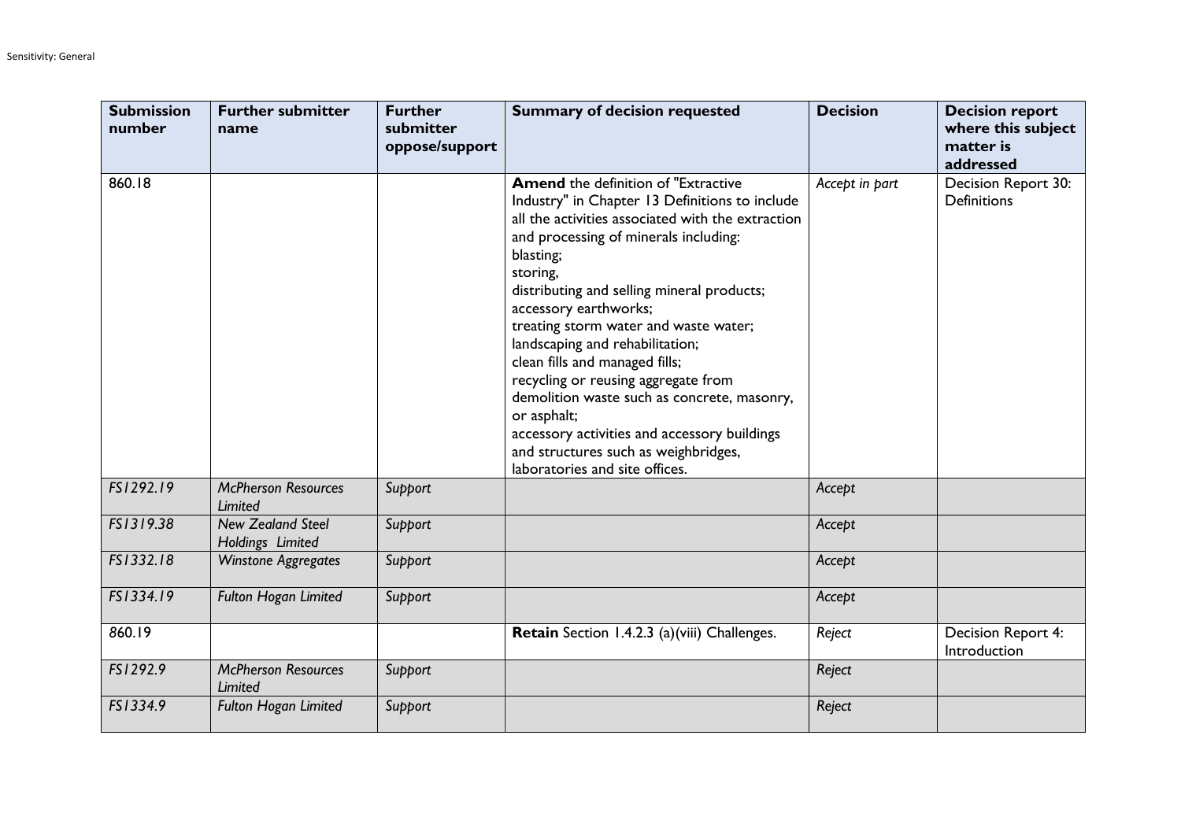| Submission number | Further submitter name | Further submitter oppose/support | Summary of decision requested | Decision | Decision report where this subject matter is addressed |
|---|---|---|---|---|---|
| 860.18 | | | **Amend** the definition of "Extractive Industry" in Chapter 13 Definitions to include all the activities associated with the extraction and processing of minerals including:<br>blasting;<br>storing,<br>distributing and selling mineral products;<br>accessory earthworks;<br>treating storm water and waste water;<br>landscaping and rehabilitation;<br>clean fills and managed fills;<br>recycling or reusing aggregate from demolition waste such as concrete, masonry, or asphalt;<br>accessory activities and accessory buildings and structures such as weighbridges, laboratories and site offices. | *Accept in part* | Decision Report 30: Definitions |
| *FS1292.19* | *McPherson Resources Limited* | *Support* | | *Accept* | |
| *FS1319.38* | *New Zealand Steel Holdings Limited* | *Support* | | *Accept* | |
| *FS1332.18* | *Winstone Aggregates* | *Support* | | *Accept* | |
| *FS1334.19* | *Fulton Hogan Limited* | *Support* | | *Accept* | |
| 860.19 | | | **Retain** Section 1.4.2.3 (a)(viii) Challenges. | *Reject* | Decision Report 4: Introduction |
| *FS1292.9* | *McPherson Resources Limited* | *Support* | | *Reject* | |
| *FS1334.9* | *Fulton Hogan Limited* | *Support* | | *Reject* | |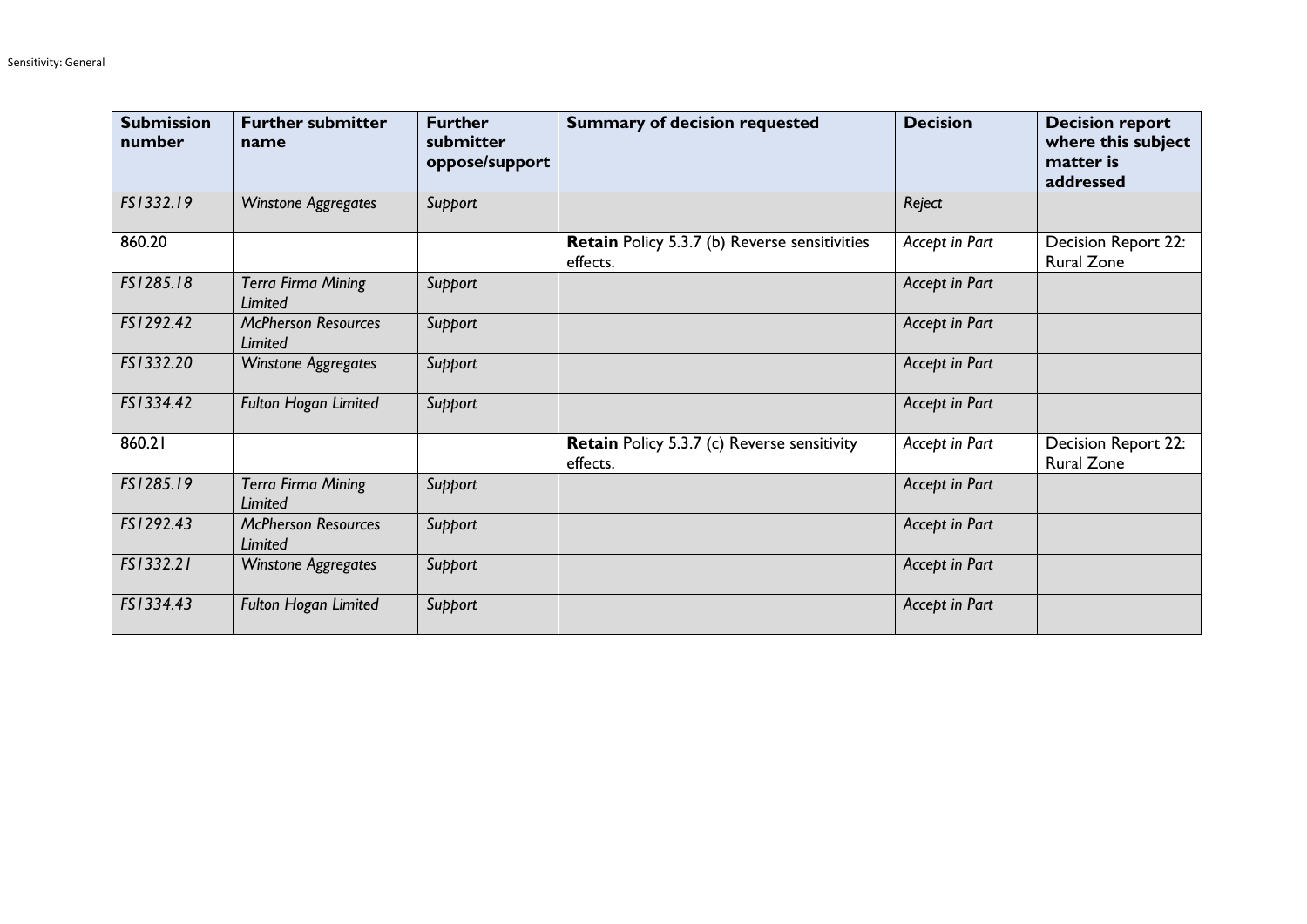| Submission number | Further submitter name | Further submitter oppose/support | Summary of decision requested | Decision | Decision report where this subject matter is addressed |
|---|---|---|---|---|---|
| *FS1332.19* | *Winstone Aggregates* | *Support* | | *Reject* | |
| 860.20 | | | **Retain** Policy 5.3.7 (b) Reverse sensitivities effects. | *Accept in Part* | Decision Report 22: Rural Zone |
| *FS1285.18* | *Terra Firma Mining Limited* | *Support* | | *Accept in Part* | |
| *FS1292.42* | *McPherson Resources Limited* | *Support* | | *Accept in Part* | |
| *FS1332.20* | *Winstone Aggregates* | *Support* | | *Accept in Part* | |
| *FS1334.42* | *Fulton Hogan Limited* | *Support* | | *Accept in Part* | |
| 860.21 | | | **Retain** Policy 5.3.7 (c) Reverse sensitivity effects. | *Accept in Part* | Decision Report 22: Rural Zone |
| *FS1285.19* | *Terra Firma Mining Limited* | *Support* | | *Accept in Part* | |
| *FS1292.43* | *McPherson Resources Limited* | *Support* | | *Accept in Part* | |
| *FS1332.21* | *Winstone Aggregates* | *Support* | | *Accept in Part* | |
| *FS1334.43* | *Fulton Hogan Limited* | *Support* | | *Accept in Part* | |